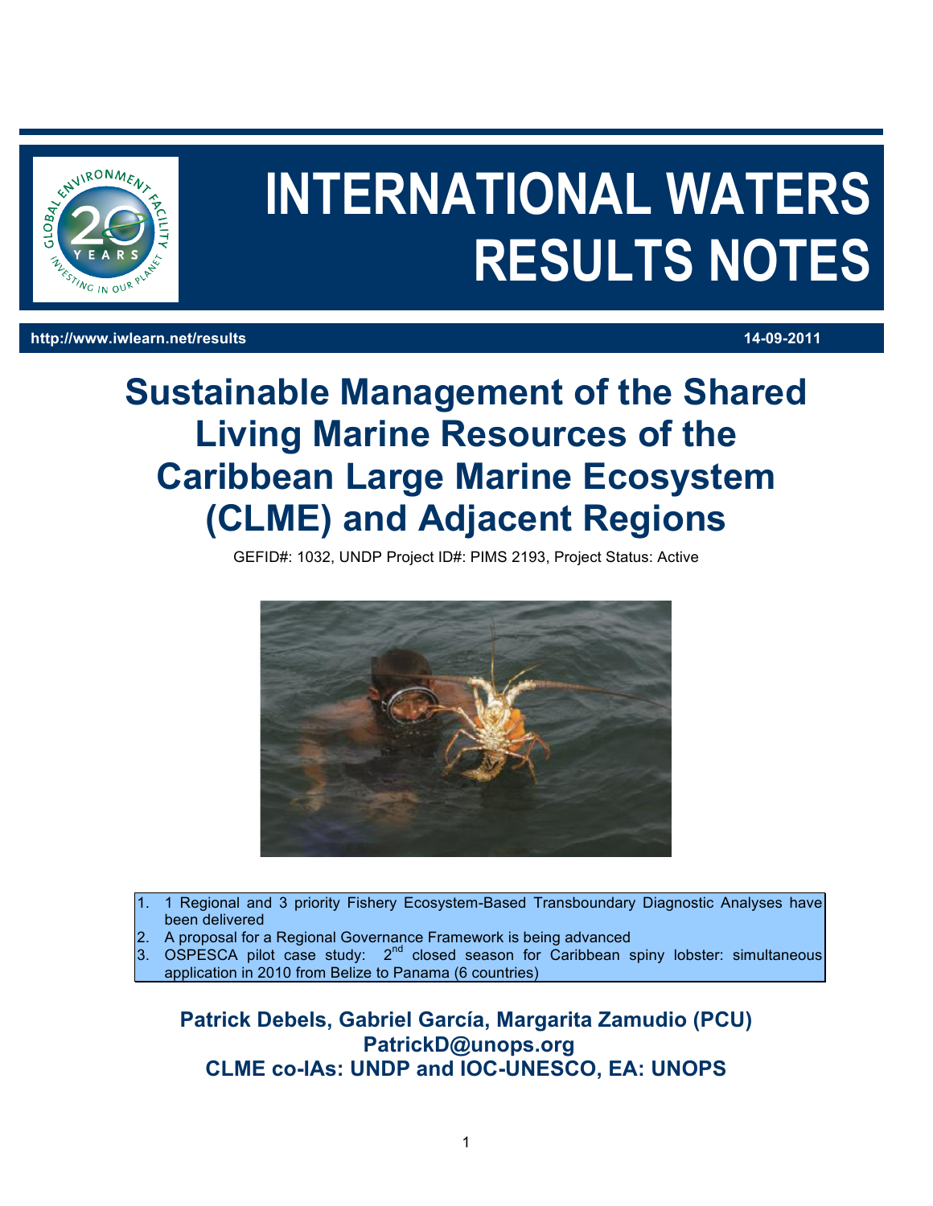# INTERNATIONAL WATERS RESULTS NOTES

**http://www.iwlearn.net/results** **14-09-2011**

# Sustainable Management of the Shared Living Marine Resources of the Caribbean Large Marine Ecosystem (CLME) and Adjacent Regions

GEFID#: 1032, UNDP Project ID#: PIMS 2193, Project Status: Active

1. 1 Regional and 3 priority Fishery Ecosystem-Based Transboundary Diagnostic Analyses have been delivered
2. A proposal for a Regional Governance Framework is being advanced
3. OSPESCA pilot case study: 2nd closed season for Caribbean spiny lobster: simultaneous application in 2010 from Belize to Panama (6 countries)

**Patrick Debels, Gabriel García, Margarita Zamudio (PCU)**
**PatrickD@unops.org**
**CLME co-IAs: UNDP and IOC-UNESCO, EA: UNOPS**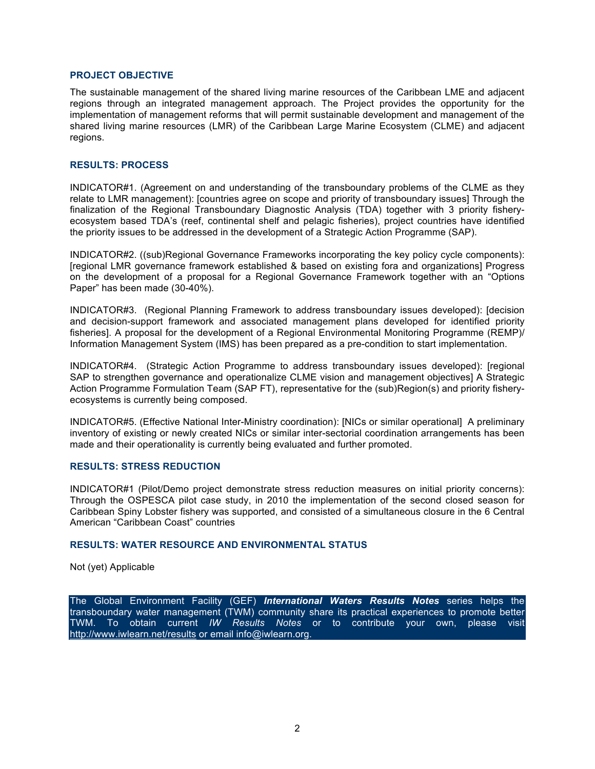## PROJECT OBJECTIVE

The sustainable management of the shared living marine resources of the Caribbean LME and adjacent regions through an integrated management approach. The Project provides the opportunity for the implementation of management reforms that will permit sustainable development and management of the shared living marine resources (LMR) of the Caribbean Large Marine Ecosystem (CLME) and adjacent regions.

## RESULTS: PROCESS

INDICATOR#1. (Agreement on and understanding of the transboundary problems of the CLME as they relate to LMR management): [countries agree on scope and priority of transboundary issues] Through the finalization of the Regional Transboundary Diagnostic Analysis (TDA) together with 3 priority fishery-ecosystem based TDA's (reef, continental shelf and pelagic fisheries), project countries have identified the priority issues to be addressed in the development of a Strategic Action Programme (SAP).

INDICATOR#2. ((sub)Regional Governance Frameworks incorporating the key policy cycle components): [regional LMR governance framework established & based on existing fora and organizations] Progress on the development of a proposal for a Regional Governance Framework together with an "Options Paper" has been made (30-40%).

INDICATOR#3. (Regional Planning Framework to address transboundary issues developed): [decision and decision-support framework and associated management plans developed for identified priority fisheries]. A proposal for the development of a Regional Environmental Monitoring Programme (REMP)/ Information Management System (IMS) has been prepared as a pre-condition to start implementation.

INDICATOR#4. (Strategic Action Programme to address transboundary issues developed): [regional SAP to strengthen governance and operationalize CLME vision and management objectives] A Strategic Action Programme Formulation Team (SAP FT), representative for the (sub)Region(s) and priority fishery-ecosystems is currently being composed.

INDICATOR#5. (Effective National Inter-Ministry coordination): [NICs or similar operational] A preliminary inventory of existing or newly created NICs or similar inter-sectorial coordination arrangements has been made and their operationality is currently being evaluated and further promoted.

## RESULTS: STRESS REDUCTION

INDICATOR#1 (Pilot/Demo project demonstrate stress reduction measures on initial priority concerns): Through the OSPESCA pilot case study, in 2010 the implementation of the second closed season for Caribbean Spiny Lobster fishery was supported, and consisted of a simultaneous closure in the 6 Central American "Caribbean Coast" countries

## RESULTS: WATER RESOURCE AND ENVIRONMENTAL STATUS

Not (yet) Applicable

The Global Environment Facility (GEF) ***International Waters Results Notes*** series helps the transboundary water management (TWM) community share its practical experiences to promote better TWM. To obtain current *IW Results Notes* or to contribute your own, please visit http://www.iwlearn.net/results or email info@iwlearn.org.